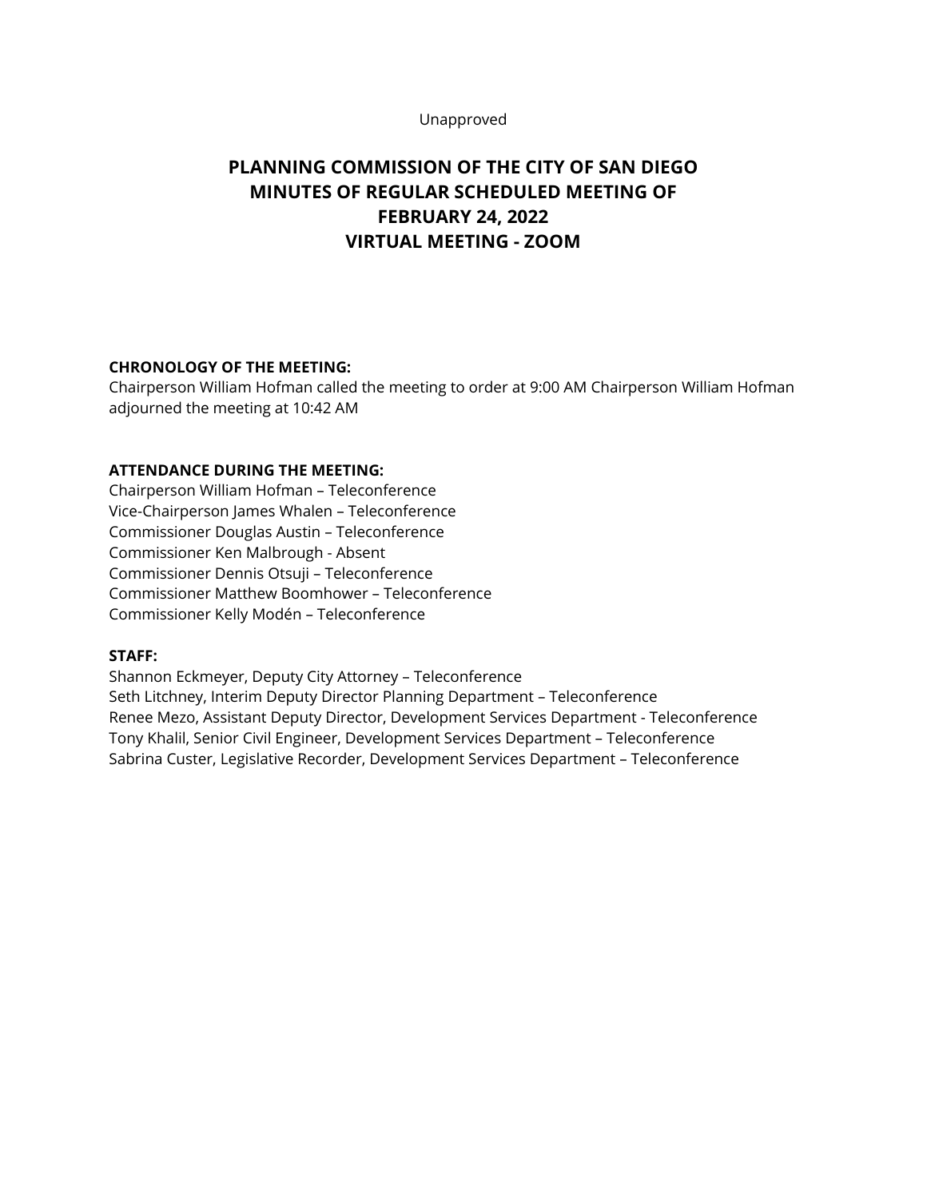Unapproved

# PLANNING COMMISSION OF THE CITY OF SAN DIEGO
# MINUTES OF REGULAR SCHEDULED MEETING OF
# FEBRUARY 24, 2022
# VIRTUAL MEETING - ZOOM

**CHRONOLOGY OF THE MEETING:**
Chairperson William Hofman called the meeting to order at 9:00 AM Chairperson William Hofman adjourned the meeting at 10:42 AM

**ATTENDANCE DURING THE MEETING:**
Chairperson William Hofman – Teleconference
Vice-Chairperson James Whalen – Teleconference
Commissioner Douglas Austin – Teleconference
Commissioner Ken Malbrough - Absent
Commissioner Dennis Otsuji – Teleconference
Commissioner Matthew Boomhower – Teleconference
Commissioner Kelly Modén – Teleconference

**STAFF:**
Shannon Eckmeyer, Deputy City Attorney – Teleconference
Seth Litchney, Interim Deputy Director Planning Department – Teleconference
Renee Mezo, Assistant Deputy Director, Development Services Department - Teleconference
Tony Khalil, Senior Civil Engineer, Development Services Department – Teleconference
Sabrina Custer, Legislative Recorder, Development Services Department – Teleconference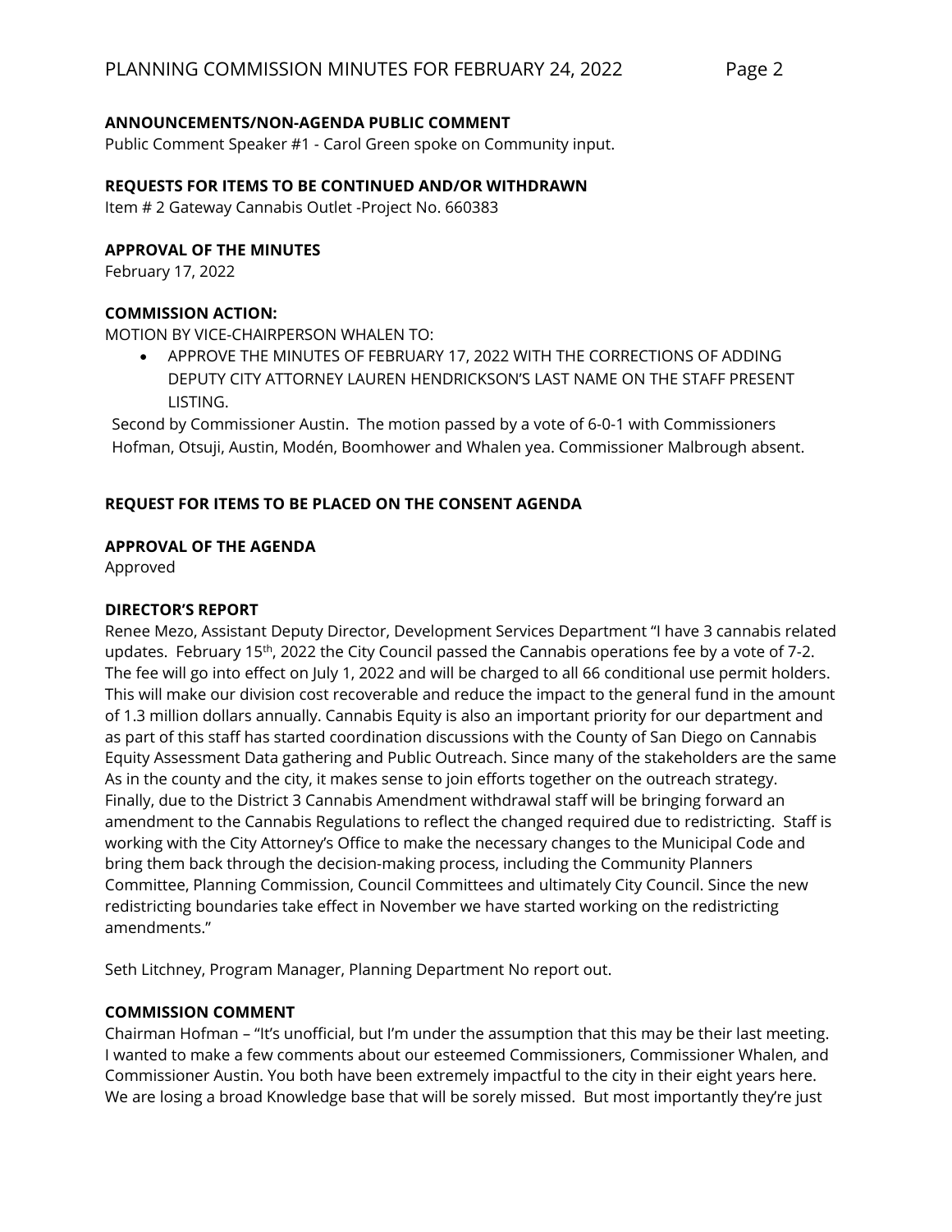**ANNOUNCEMENTS/NON-AGENDA PUBLIC COMMENT**

Public Comment Speaker #1 - Carol Green spoke on Community input.

**REQUESTS FOR ITEMS TO BE CONTINUED AND/OR WITHDRAWN**

Item # 2 Gateway Cannabis Outlet -Project No. 660383

**APPROVAL OF THE MINUTES**

February 17, 2022

**COMMISSION ACTION:**

MOTION BY VICE-CHAIRPERSON WHALEN TO:

- APPROVE THE MINUTES OF FEBRUARY 17, 2022 WITH THE CORRECTIONS OF ADDING DEPUTY CITY ATTORNEY LAUREN HENDRICKSON'S LAST NAME ON THE STAFF PRESENT LISTING.

Second by Commissioner Austin. The motion passed by a vote of 6-0-1 with Commissioners Hofman, Otsuji, Austin, Modén, Boomhower and Whalen yea. Commissioner Malbrough absent.

**REQUEST FOR ITEMS TO BE PLACED ON THE CONSENT AGENDA**

**APPROVAL OF THE AGENDA**

Approved

**DIRECTOR'S REPORT**

Renee Mezo, Assistant Deputy Director, Development Services Department "I have 3 cannabis related updates. February 15th, 2022 the City Council passed the Cannabis operations fee by a vote of 7-2. The fee will go into effect on July 1, 2022 and will be charged to all 66 conditional use permit holders. This will make our division cost recoverable and reduce the impact to the general fund in the amount of 1.3 million dollars annually. Cannabis Equity is also an important priority for our department and as part of this staff has started coordination discussions with the County of San Diego on Cannabis Equity Assessment Data gathering and Public Outreach. Since many of the stakeholders are the same As in the county and the city, it makes sense to join efforts together on the outreach strategy. Finally, due to the District 3 Cannabis Amendment withdrawal staff will be bringing forward an amendment to the Cannabis Regulations to reflect the changed required due to redistricting. Staff is working with the City Attorney's Office to make the necessary changes to the Municipal Code and bring them back through the decision-making process, including the Community Planners Committee, Planning Commission, Council Committees and ultimately City Council. Since the new redistricting boundaries take effect in November we have started working on the redistricting amendments."

Seth Litchney, Program Manager, Planning Department No report out.

**COMMISSION COMMENT**

Chairman Hofman – "It's unofficial, but I'm under the assumption that this may be their last meeting. I wanted to make a few comments about our esteemed Commissioners, Commissioner Whalen, and Commissioner Austin. You both have been extremely impactful to the city in their eight years here. We are losing a broad Knowledge base that will be sorely missed. But most importantly they're just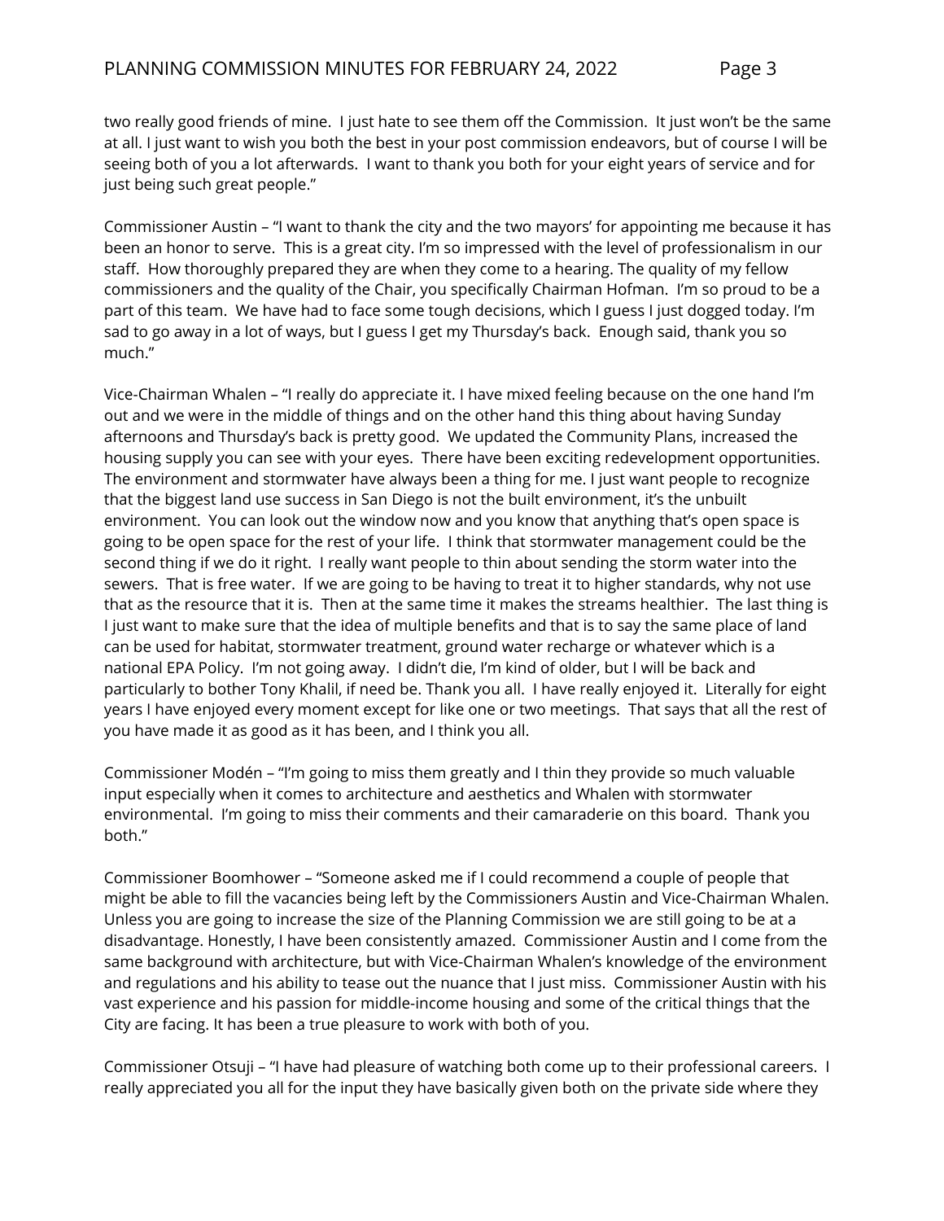two really good friends of mine. I just hate to see them off the Commission. It just won't be the same at all. I just want to wish you both the best in your post commission endeavors, but of course I will be seeing both of you a lot afterwards. I want to thank you both for your eight years of service and for just being such great people."

Commissioner Austin – "I want to thank the city and the two mayors' for appointing me because it has been an honor to serve. This is a great city. I'm so impressed with the level of professionalism in our staff. How thoroughly prepared they are when they come to a hearing. The quality of my fellow commissioners and the quality of the Chair, you specifically Chairman Hofman. I'm so proud to be a part of this team. We have had to face some tough decisions, which I guess I just dogged today. I'm sad to go away in a lot of ways, but I guess I get my Thursday's back. Enough said, thank you so much."

Vice-Chairman Whalen – "I really do appreciate it. I have mixed feeling because on the one hand I'm out and we were in the middle of things and on the other hand this thing about having Sunday afternoons and Thursday's back is pretty good. We updated the Community Plans, increased the housing supply you can see with your eyes. There have been exciting redevelopment opportunities. The environment and stormwater have always been a thing for me. I just want people to recognize that the biggest land use success in San Diego is not the built environment, it's the unbuilt environment. You can look out the window now and you know that anything that's open space is going to be open space for the rest of your life. I think that stormwater management could be the second thing if we do it right. I really want people to thin about sending the storm water into the sewers. That is free water. If we are going to be having to treat it to higher standards, why not use that as the resource that it is. Then at the same time it makes the streams healthier. The last thing is I just want to make sure that the idea of multiple benefits and that is to say the same place of land can be used for habitat, stormwater treatment, ground water recharge or whatever which is a national EPA Policy. I'm not going away. I didn't die, I'm kind of older, but I will be back and particularly to bother Tony Khalil, if need be. Thank you all. I have really enjoyed it. Literally for eight years I have enjoyed every moment except for like one or two meetings. That says that all the rest of you have made it as good as it has been, and I think you all.

Commissioner Modén – "I'm going to miss them greatly and I thin they provide so much valuable input especially when it comes to architecture and aesthetics and Whalen with stormwater environmental. I'm going to miss their comments and their camaraderie on this board. Thank you both."

Commissioner Boomhower – "Someone asked me if I could recommend a couple of people that might be able to fill the vacancies being left by the Commissioners Austin and Vice-Chairman Whalen. Unless you are going to increase the size of the Planning Commission we are still going to be at a disadvantage. Honestly, I have been consistently amazed. Commissioner Austin and I come from the same background with architecture, but with Vice-Chairman Whalen's knowledge of the environment and regulations and his ability to tease out the nuance that I just miss. Commissioner Austin with his vast experience and his passion for middle-income housing and some of the critical things that the City are facing. It has been a true pleasure to work with both of you.

Commissioner Otsuji – "I have had pleasure of watching both come up to their professional careers. I really appreciated you all for the input they have basically given both on the private side where they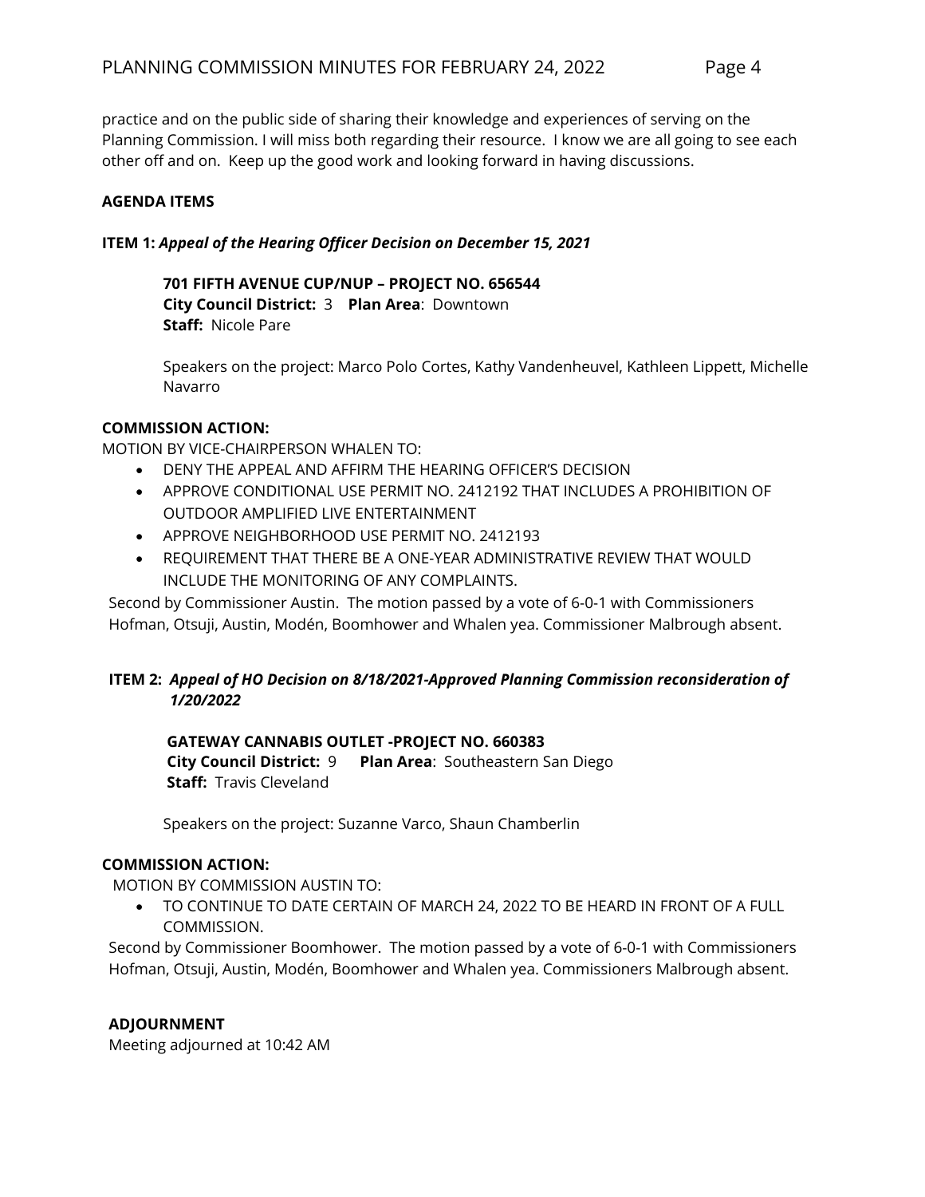practice and on the public side of sharing their knowledge and experiences of serving on the Planning Commission. I will miss both regarding their resource. I know we are all going to see each other off and on. Keep up the good work and looking forward in having discussions.

**AGENDA ITEMS**

**ITEM 1:** ***Appeal of the Hearing Officer Decision on December 15, 2021***

**701 FIFTH AVENUE CUP/NUP – PROJECT NO. 656544**
**City Council District:** 3 **Plan Area**: Downtown
**Staff:** Nicole Pare

Speakers on the project: Marco Polo Cortes, Kathy Vandenheuvel, Kathleen Lippett, Michelle Navarro

**COMMISSION ACTION:**
MOTION BY VICE-CHAIRPERSON WHALEN TO:

- DENY THE APPEAL AND AFFIRM THE HEARING OFFICER'S DECISION
- APPROVE CONDITIONAL USE PERMIT NO. 2412192 THAT INCLUDES A PROHIBITION OF OUTDOOR AMPLIFIED LIVE ENTERTAINMENT
- APPROVE NEIGHBORHOOD USE PERMIT NO. 2412193
- REQUIREMENT THAT THERE BE A ONE-YEAR ADMINISTRATIVE REVIEW THAT WOULD INCLUDE THE MONITORING OF ANY COMPLAINTS.

Second by Commissioner Austin. The motion passed by a vote of 6-0-1 with Commissioners Hofman, Otsuji, Austin, Modén, Boomhower and Whalen yea. Commissioner Malbrough absent.

**ITEM 2:** ***Appeal of HO Decision on 8/18/2021-Approved Planning Commission reconsideration of 1/20/2022***

**GATEWAY CANNABIS OUTLET -PROJECT NO. 660383**
**City Council District:** 9 **Plan Area**: Southeastern San Diego
**Staff:** Travis Cleveland

Speakers on the project: Suzanne Varco, Shaun Chamberlin

**COMMISSION ACTION:**
MOTION BY COMMISSION AUSTIN TO:

- TO CONTINUE TO DATE CERTAIN OF MARCH 24, 2022 TO BE HEARD IN FRONT OF A FULL COMMISSION.

Second by Commissioner Boomhower. The motion passed by a vote of 6-0-1 with Commissioners Hofman, Otsuji, Austin, Modén, Boomhower and Whalen yea. Commissioners Malbrough absent.

**ADJOURNMENT**
Meeting adjourned at 10:42 AM